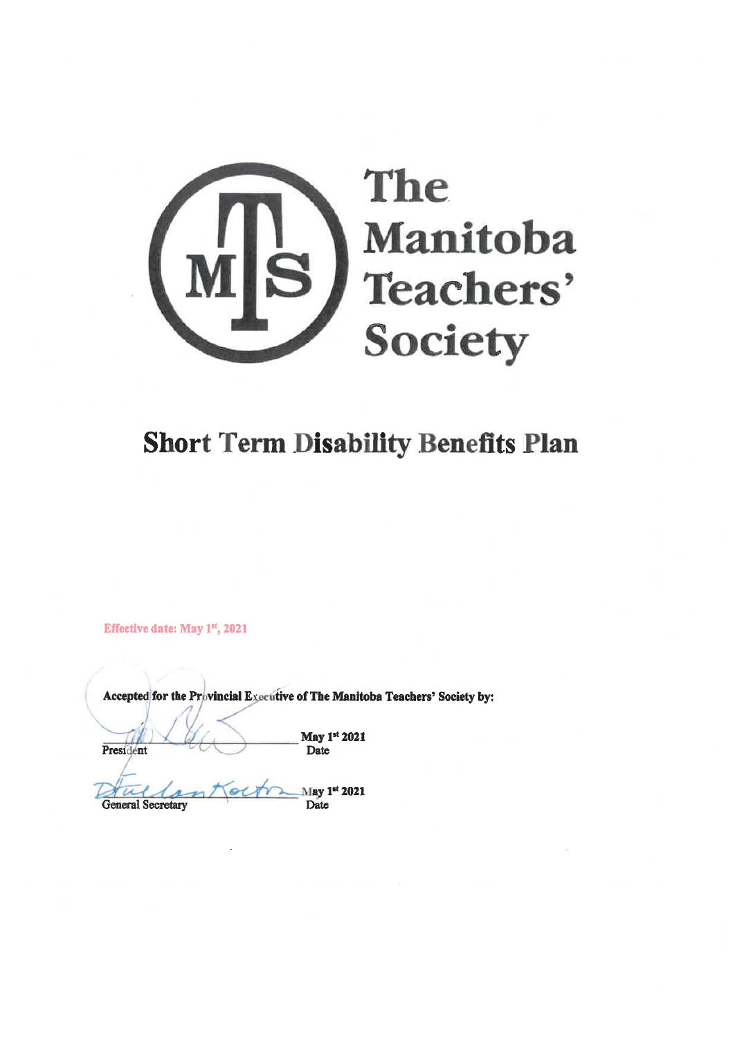# The Manitoba Teachers' Society

## Short Term Disability Benefits Plan

Effective date: May 1st, 2021

**Accepted for the Provincial Executive of The Manitoba Teachers' Society by:**

_______________ **May 1st 2021**
President Date

_______________ **May 1st 2021**
General Secretary Date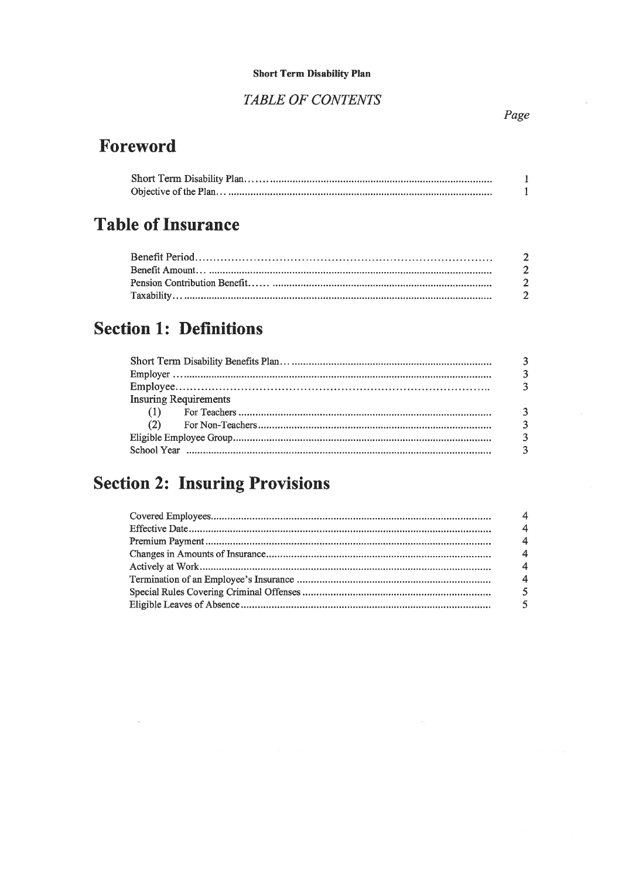**Short Term Disability Plan**

*TABLE OF CONTENTS*

*Page*

# Foreword

| | |
|---|---|
| Short Term Disability Plan | 1 |
| Objective of the Plan | 1 |

# Table of Insurance

| | |
|---|---|
| Benefit Period | 2 |
| Benefit Amount | 2 |
| Pension Contribution Benefit | 2 |
| Taxability | 2 |

# Section 1: Definitions

| | |
|---|---|
| Short Term Disability Benefits Plan | 3 |
| Employer | 3 |
| Employee | 3 |
| Insuring Requirements | |
| (1) For Teachers | 3 |
| (2) For Non-Teachers | 3 |
| Eligible Employee Group | 3 |
| School Year | 3 |

# Section 2: Insuring Provisions

| | |
|---|---|
| Covered Employees | 4 |
| Effective Date | 4 |
| Premium Payment | 4 |
| Changes in Amounts of Insurance | 4 |
| Actively at Work | 4 |
| Termination of an Employee's Insurance | 4 |
| Special Rules Covering Criminal Offenses | 5 |
| Eligible Leaves of Absence | 5 |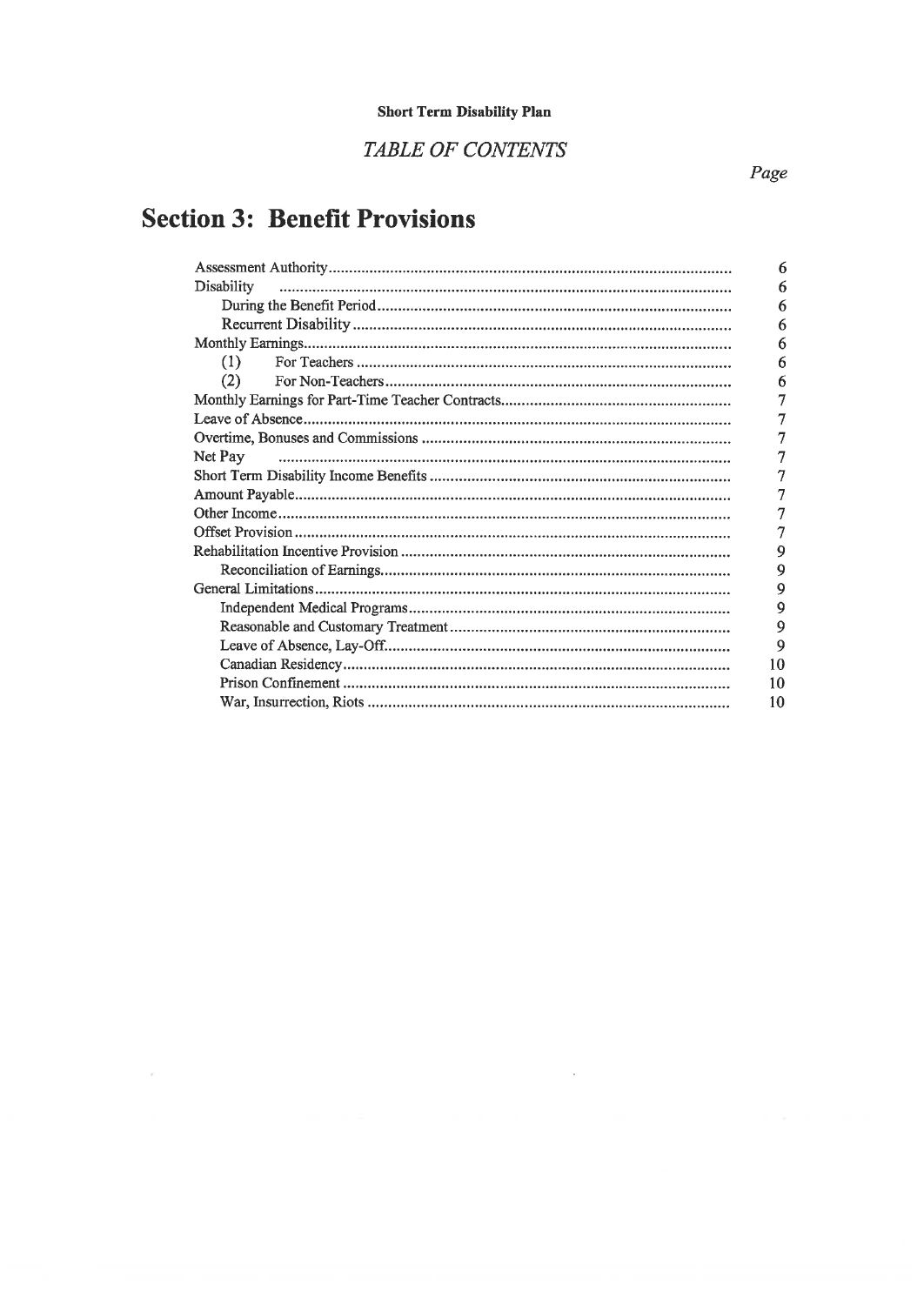**Short Term Disability Plan**

*TABLE OF CONTENTS*

*Page*

# Section 3: Benefit Provisions

| | Page |
|---|---|
| Assessment Authority | 6 |
| Disability | 6 |
| &nbsp;&nbsp;&nbsp;&nbsp;During the Benefit Period | 6 |
| &nbsp;&nbsp;&nbsp;&nbsp;Recurrent Disability | 6 |
| Monthly Earnings | 6 |
| &nbsp;&nbsp;&nbsp;&nbsp;(1) For Teachers | 6 |
| &nbsp;&nbsp;&nbsp;&nbsp;(2) For Non-Teachers | 6 |
| Monthly Earnings for Part-Time Teacher Contracts | 7 |
| Leave of Absence | 7 |
| Overtime, Bonuses and Commissions | 7 |
| Net Pay | 7 |
| Short Term Disability Income Benefits | 7 |
| Amount Payable | 7 |
| Other Income | 7 |
| Offset Provision | 7 |
| Rehabilitation Incentive Provision | 9 |
| &nbsp;&nbsp;&nbsp;&nbsp;Reconciliation of Earnings | 9 |
| General Limitations | 9 |
| &nbsp;&nbsp;&nbsp;&nbsp;Independent Medical Programs | 9 |
| &nbsp;&nbsp;&nbsp;&nbsp;Reasonable and Customary Treatment | 9 |
| &nbsp;&nbsp;&nbsp;&nbsp;Leave of Absence, Lay-Off | 9 |
| &nbsp;&nbsp;&nbsp;&nbsp;Canadian Residency | 10 |
| &nbsp;&nbsp;&nbsp;&nbsp;Prison Confinement | 10 |
| &nbsp;&nbsp;&nbsp;&nbsp;War, Insurrection, Riots | 10 |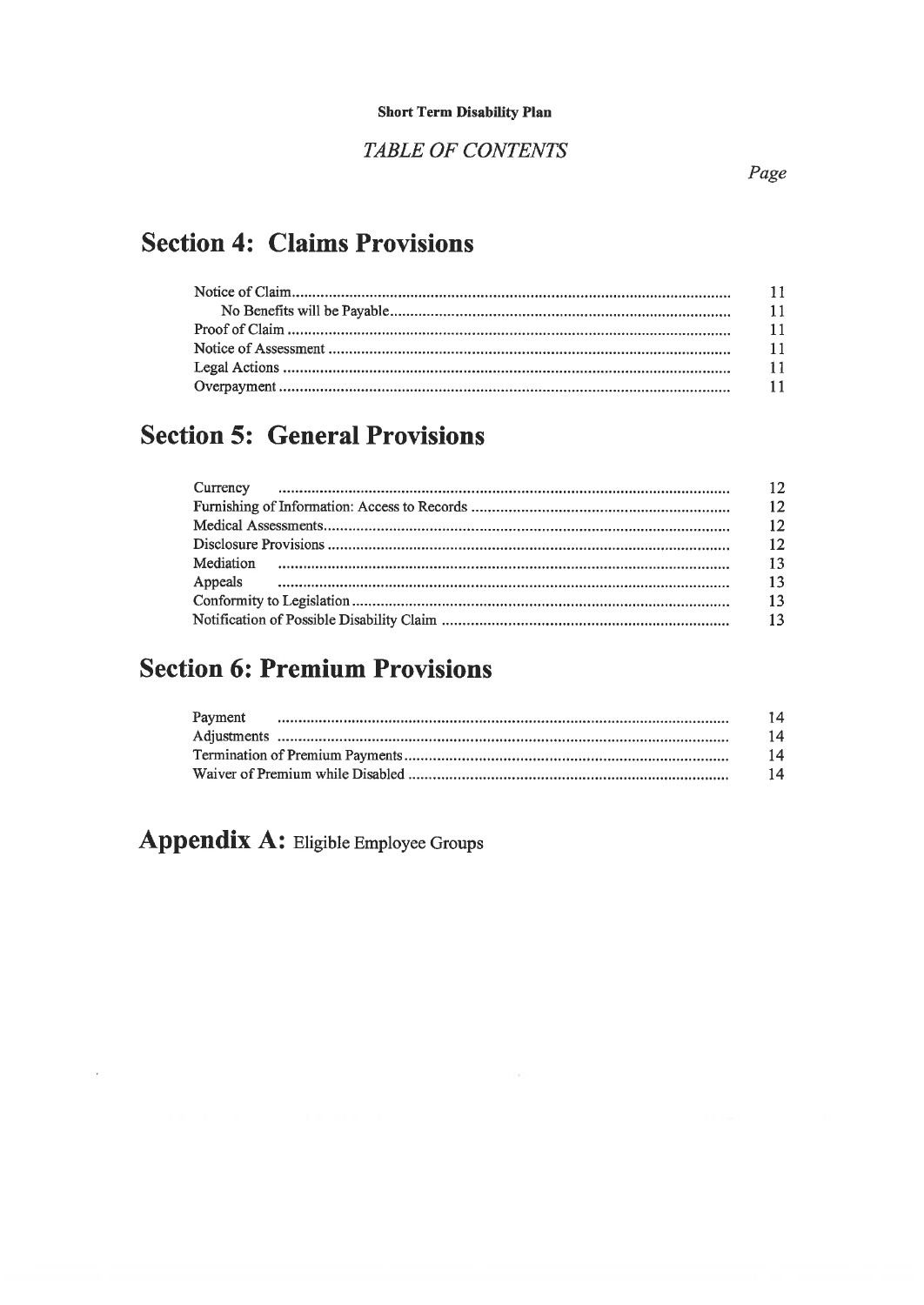**Short Term Disability Plan**

*TABLE OF CONTENTS*

*Page*

## Section 4: Claims Provisions

| | |
|---|---|
| Notice of Claim | 11 |
| No Benefits will be Payable | 11 |
| Proof of Claim | 11 |
| Notice of Assessment | 11 |
| Legal Actions | 11 |
| Overpayment | 11 |

## Section 5: General Provisions

| | |
|---|---|
| Currency | 12 |
| Furnishing of Information: Access to Records | 12 |
| Medical Assessments | 12 |
| Disclosure Provisions | 12 |
| Mediation | 13 |
| Appeals | 13 |
| Conformity to Legislation | 13 |
| Notification of Possible Disability Claim | 13 |

## Section 6: Premium Provisions

| | |
|---|---|
| Payment | 14 |
| Adjustments | 14 |
| Termination of Premium Payments | 14 |
| Waiver of Premium while Disabled | 14 |

## Appendix A: Eligible Employee Groups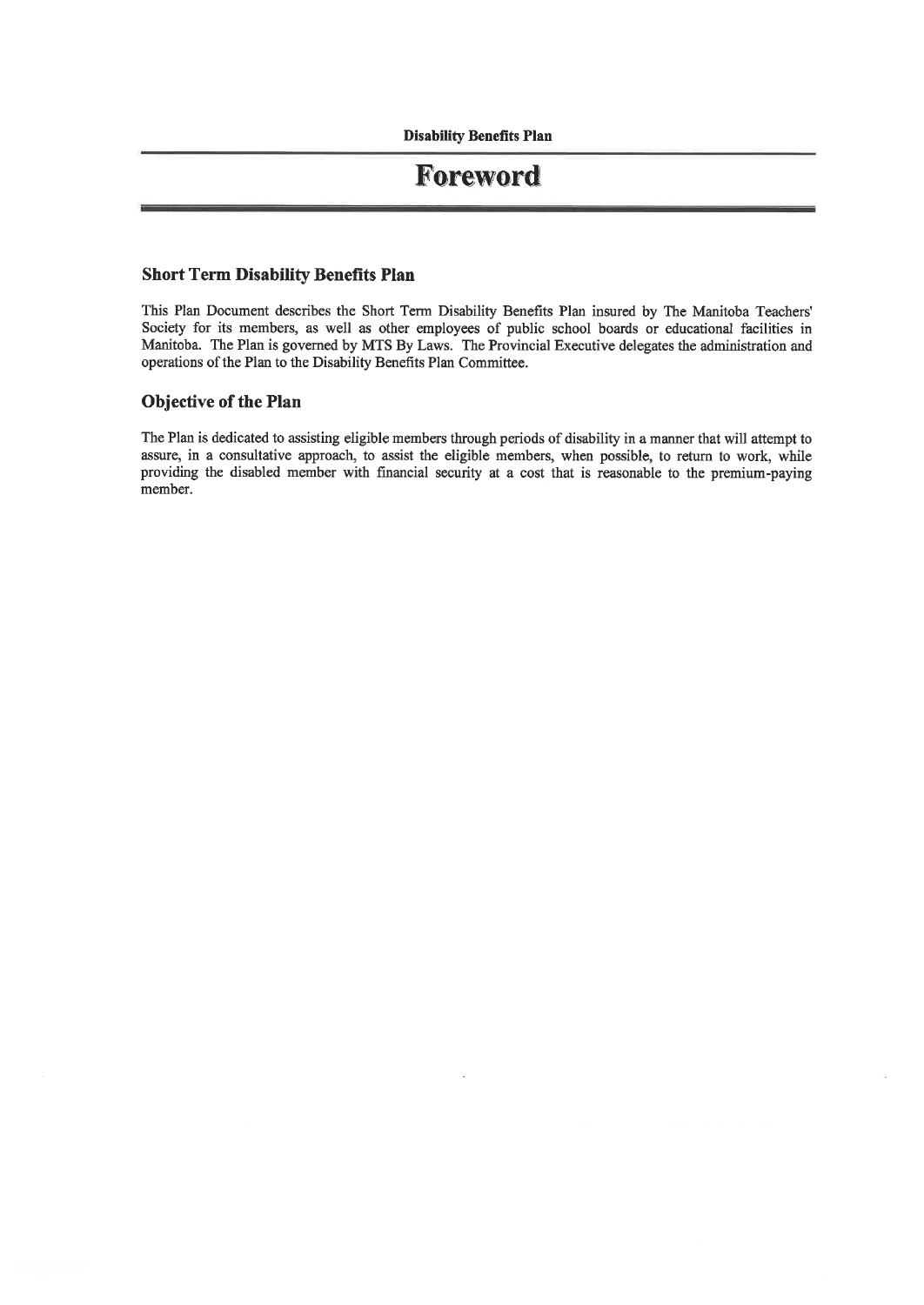# Foreword

## Short Term Disability Benefits Plan

This Plan Document describes the Short Term Disability Benefits Plan insured by The Manitoba Teachers' Society for its members, as well as other employees of public school boards or educational facilities in Manitoba. The Plan is governed by MTS By Laws. The Provincial Executive delegates the administration and operations of the Plan to the Disability Benefits Plan Committee.

## Objective of the Plan

The Plan is dedicated to assisting eligible members through periods of disability in a manner that will attempt to assure, in a consultative approach, to assist the eligible members, when possible, to return to work, while providing the disabled member with financial security at a cost that is reasonable to the premium-paying member.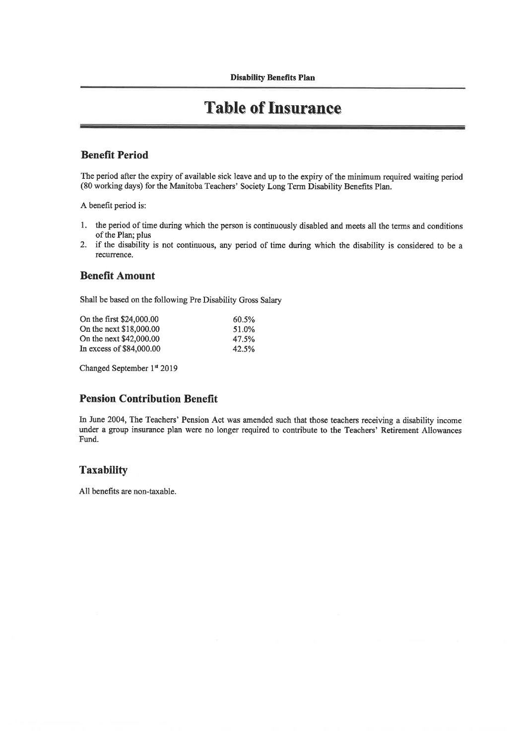# Table of Insurance

## Benefit Period

The period after the expiry of available sick leave and up to the expiry of the minimum required waiting period (80 working days) for the Manitoba Teachers' Society Long Term Disability Benefits Plan.

A benefit period is:

1. the period of time during which the person is continuously disabled and meets all the terms and conditions of the Plan; plus
2. if the disability is not continuous, any period of time during which the disability is considered to be a recurrence.

## Benefit Amount

Shall be based on the following Pre Disability Gross Salary

| | |
|---|---|
| On the first $24,000.00 | 60.5% |
| On the next $18,000.00 | 51.0% |
| On the next $42,000.00 | 47.5% |
| In excess of $84,000.00 | 42.5% |

Changed September 1st 2019

## Pension Contribution Benefit

In June 2004, The Teachers' Pension Act was amended such that those teachers receiving a disability income under a group insurance plan were no longer required to contribute to the Teachers' Retirement Allowances Fund.

## Taxability

All benefits are non-taxable.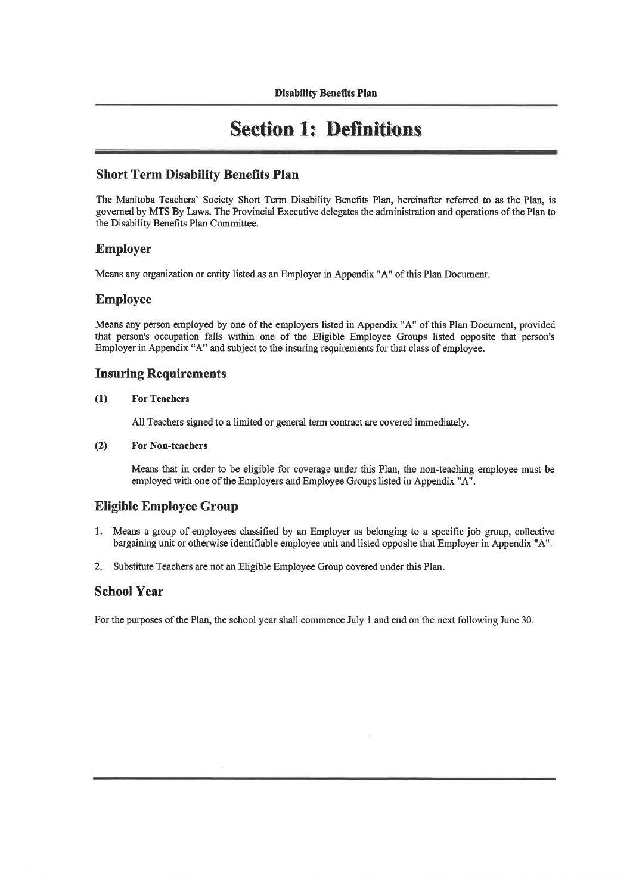# Section 1: Definitions

## Short Term Disability Benefits Plan

The Manitoba Teachers' Society Short Term Disability Benefits Plan, hereinafter referred to as the Plan, is governed by MTS By Laws. The Provincial Executive delegates the administration and operations of the Plan to the Disability Benefits Plan Committee.

## Employer

Means any organization or entity listed as an Employer in Appendix "A" of this Plan Document.

## Employee

Means any person employed by one of the employers listed in Appendix "A" of this Plan Document, provided that person's occupation falls within one of the Eligible Employee Groups listed opposite that person's Employer in Appendix "A" and subject to the insuring requirements for that class of employee.

## Insuring Requirements

**(1) For Teachers**

All Teachers signed to a limited or general term contract are covered immediately.

**(2) For Non-teachers**

Means that in order to be eligible for coverage under this Plan, the non-teaching employee must be employed with one of the Employers and Employee Groups listed in Appendix "A".

## Eligible Employee Group

1. Means a group of employees classified by an Employer as belonging to a specific job group, collective bargaining unit or otherwise identifiable employee unit and listed opposite that Employer in Appendix "A".
2. Substitute Teachers are not an Eligible Employee Group covered under this Plan.

## School Year

For the purposes of the Plan, the school year shall commence July 1 and end on the next following June 30.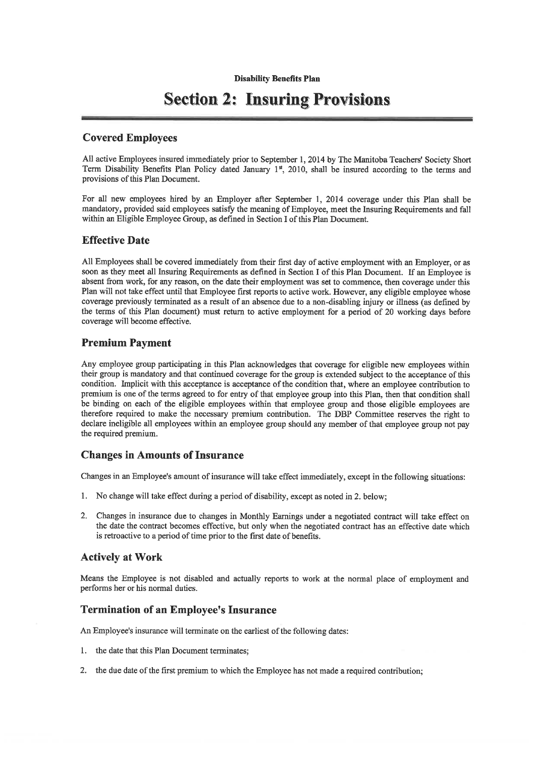**Disability Benefits Plan**

# Section 2: Insuring Provisions

## Covered Employees

All active Employees insured immediately prior to September 1, 2014 by The Manitoba Teachers' Society Short Term Disability Benefits Plan Policy dated January 1st, 2010, shall be insured according to the terms and provisions of this Plan Document.

For all new employees hired by an Employer after September 1, 2014 coverage under this Plan shall be mandatory, provided said employees satisfy the meaning of Employee, meet the Insuring Requirements and fall within an Eligible Employee Group, as defined in Section I of this Plan Document.

## Effective Date

All Employees shall be covered immediately from their first day of active employment with an Employer, or as soon as they meet all Insuring Requirements as defined in Section I of this Plan Document. If an Employee is absent from work, for any reason, on the date their employment was set to commence, then coverage under this Plan will not take effect until that Employee first reports to active work. However, any eligible employee whose coverage previously terminated as a result of an absence due to a non-disabling injury or illness (as defined by the terms of this Plan document) must return to active employment for a period of 20 working days before coverage will become effective.

## Premium Payment

Any employee group participating in this Plan acknowledges that coverage for eligible new employees within their group is mandatory and that continued coverage for the group is extended subject to the acceptance of this condition. Implicit with this acceptance is acceptance of the condition that, where an employee contribution to premium is one of the terms agreed to for entry of that employee group into this Plan, then that condition shall be binding on each of the eligible employees within that employee group and those eligible employees are therefore required to make the necessary premium contribution. The DBP Committee reserves the right to declare ineligible all employees within an employee group should any member of that employee group not pay the required premium.

## Changes in Amounts of Insurance

Changes in an Employee's amount of insurance will take effect immediately, except in the following situations:

1. No change will take effect during a period of disability, except as noted in 2. below;
2. Changes in insurance due to changes in Monthly Earnings under a negotiated contract will take effect on the date the contract becomes effective, but only when the negotiated contract has an effective date which is retroactive to a period of time prior to the first date of benefits.

## Actively at Work

Means the Employee is not disabled and actually reports to work at the normal place of employment and performs her or his normal duties.

## Termination of an Employee's Insurance

An Employee's insurance will terminate on the earliest of the following dates:

1. the date that this Plan Document terminates;
2. the due date of the first premium to which the Employee has not made a required contribution;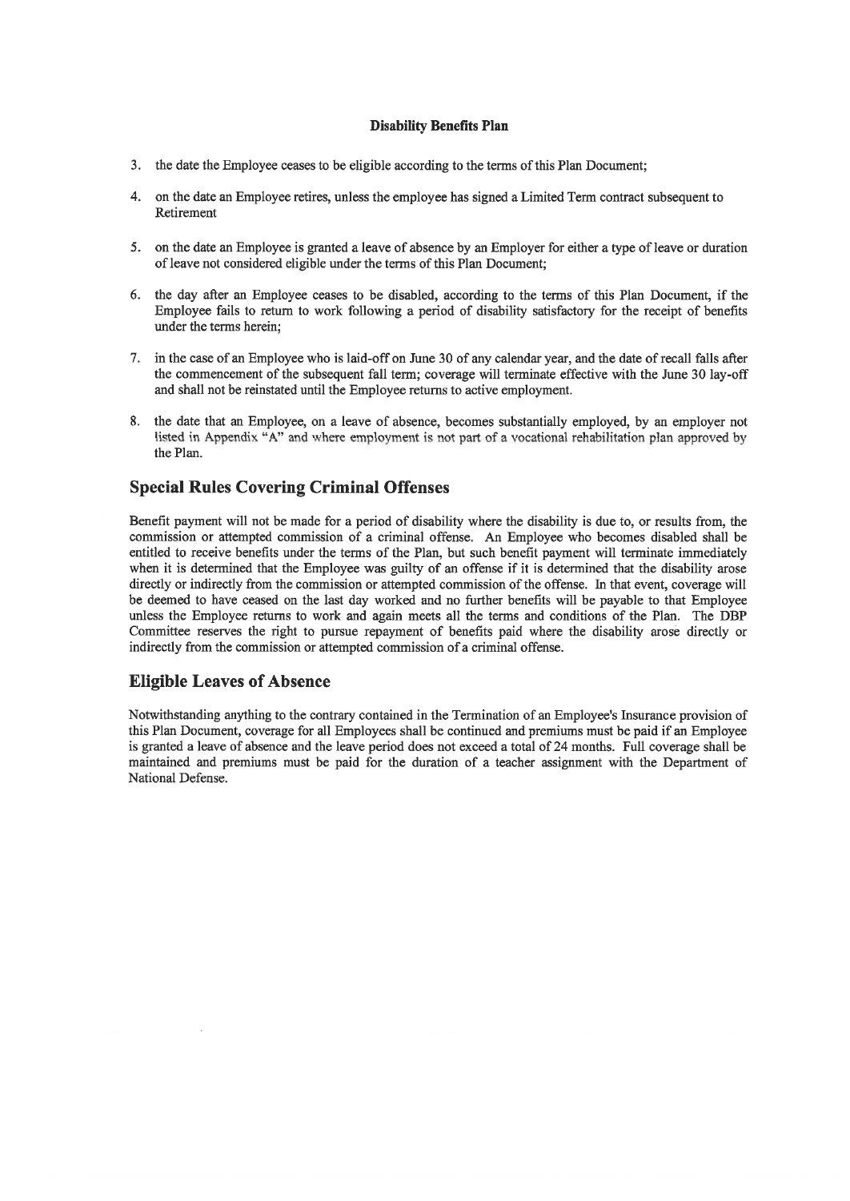3. the date the Employee ceases to be eligible according to the terms of this Plan Document;

4. on the date an Employee retires, unless the employee has signed a Limited Term contract subsequent to Retirement

5. on the date an Employee is granted a leave of absence by an Employer for either a type of leave or duration of leave not considered eligible under the terms of this Plan Document;

6. the day after an Employee ceases to be disabled, according to the terms of this Plan Document, if the Employee fails to return to work following a period of disability satisfactory for the receipt of benefits under the terms herein;

7. in the case of an Employee who is laid-off on June 30 of any calendar year, and the date of recall falls after the commencement of the subsequent fall term; coverage will terminate effective with the June 30 lay-off and shall not be reinstated until the Employee returns to active employment.

8. the date that an Employee, on a leave of absence, becomes substantially employed, by an employer not listed in Appendix "A" and where employment is not part of a vocational rehabilitation plan approved by the Plan.

## Special Rules Covering Criminal Offenses

Benefit payment will not be made for a period of disability where the disability is due to, or results from, the commission or attempted commission of a criminal offense. An Employee who becomes disabled shall be entitled to receive benefits under the terms of the Plan, but such benefit payment will terminate immediately when it is determined that the Employee was guilty of an offense if it is determined that the disability arose directly or indirectly from the commission or attempted commission of the offense. In that event, coverage will be deemed to have ceased on the last day worked and no further benefits will be payable to that Employee unless the Employee returns to work and again meets all the terms and conditions of the Plan. The DBP Committee reserves the right to pursue repayment of benefits paid where the disability arose directly or indirectly from the commission or attempted commission of a criminal offense.

## Eligible Leaves of Absence

Notwithstanding anything to the contrary contained in the Termination of an Employee's Insurance provision of this Plan Document, coverage for all Employees shall be continued and premiums must be paid if an Employee is granted a leave of absence and the leave period does not exceed a total of 24 months. Full coverage shall be maintained and premiums must be paid for the duration of a teacher assignment with the Department of National Defense.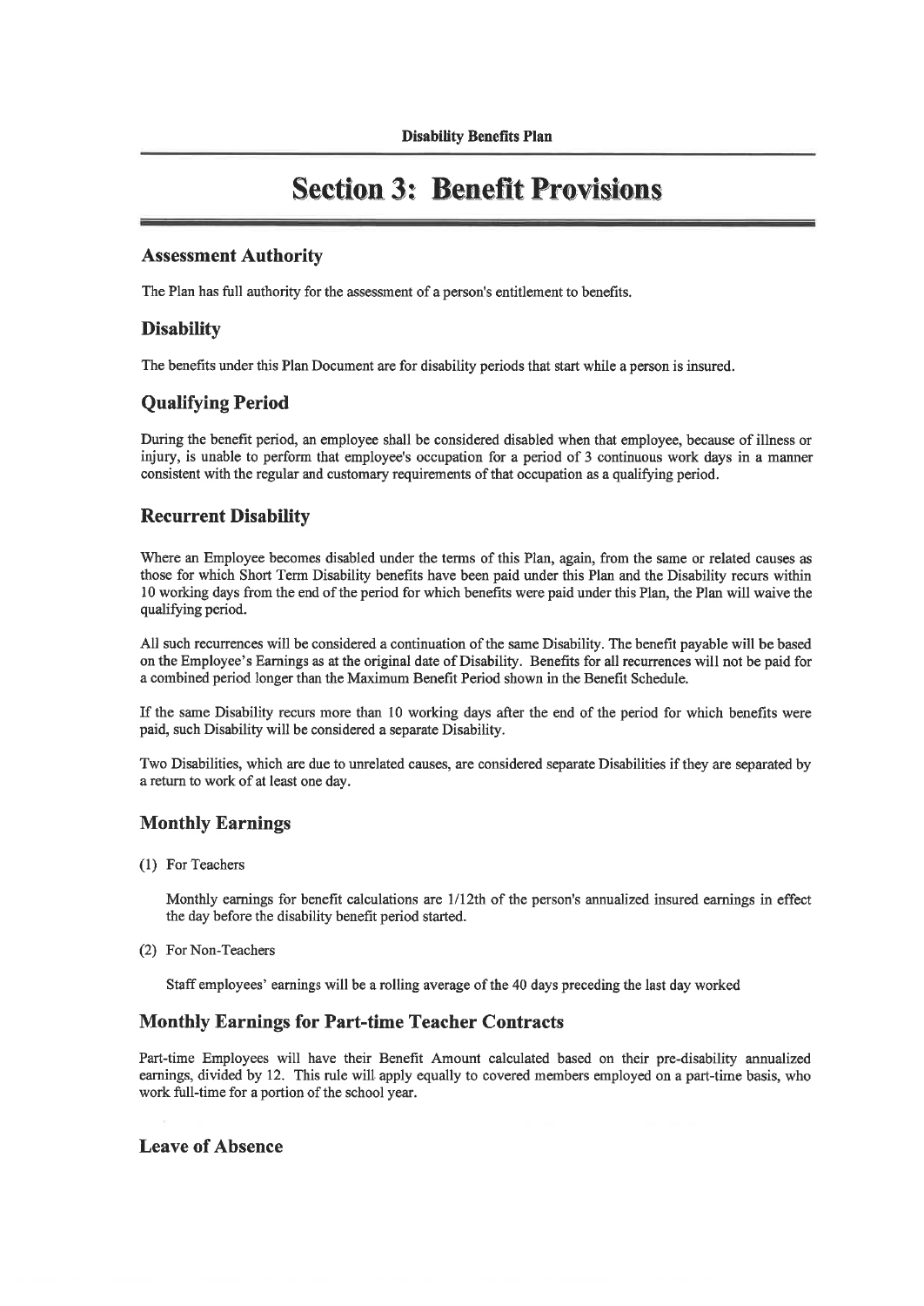# Section 3: Benefit Provisions

## Assessment Authority

The Plan has full authority for the assessment of a person's entitlement to benefits.

## Disability

The benefits under this Plan Document are for disability periods that start while a person is insured.

## Qualifying Period

During the benefit period, an employee shall be considered disabled when that employee, because of illness or injury, is unable to perform that employee's occupation for a period of 3 continuous work days in a manner consistent with the regular and customary requirements of that occupation as a qualifying period.

## Recurrent Disability

Where an Employee becomes disabled under the terms of this Plan, again, from the same or related causes as those for which Short Term Disability benefits have been paid under this Plan and the Disability recurs within 10 working days from the end of the period for which benefits were paid under this Plan, the Plan will waive the qualifying period.

All such recurrences will be considered a continuation of the same Disability. The benefit payable will be based on the Employee's Earnings as at the original date of Disability. Benefits for all recurrences will not be paid for a combined period longer than the Maximum Benefit Period shown in the Benefit Schedule.

If the same Disability recurs more than 10 working days after the end of the period for which benefits were paid, such Disability will be considered a separate Disability.

Two Disabilities, which are due to unrelated causes, are considered separate Disabilities if they are separated by a return to work of at least one day.

## Monthly Earnings

(1) For Teachers

Monthly earnings for benefit calculations are 1/12th of the person's annualized insured earnings in effect the day before the disability benefit period started.

(2) For Non-Teachers

Staff employees' earnings will be a rolling average of the 40 days preceding the last day worked

## Monthly Earnings for Part-time Teacher Contracts

Part-time Employees will have their Benefit Amount calculated based on their pre-disability annualized earnings, divided by 12. This rule will apply equally to covered members employed on a part-time basis, who work full-time for a portion of the school year.

## Leave of Absence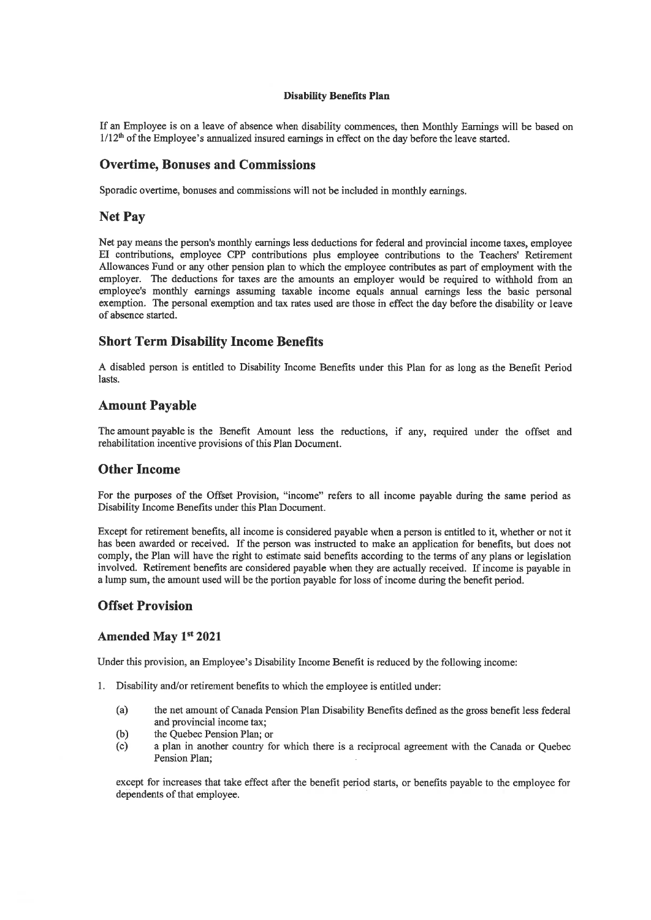**Disability Benefits Plan**

If an Employee is on a leave of absence when disability commences, then Monthly Earnings will be based on 1/12th of the Employee's annualized insured earnings in effect on the day before the leave started.

## Overtime, Bonuses and Commissions

Sporadic overtime, bonuses and commissions will not be included in monthly earnings.

## Net Pay

Net pay means the person's monthly earnings less deductions for federal and provincial income taxes, employee EI contributions, employee CPP contributions plus employee contributions to the Teachers' Retirement Allowances Fund or any other pension plan to which the employee contributes as part of employment with the employer. The deductions for taxes are the amounts an employer would be required to withhold from an employee's monthly earnings assuming taxable income equals annual earnings less the basic personal exemption. The personal exemption and tax rates used are those in effect the day before the disability or leave of absence started.

## Short Term Disability Income Benefits

A disabled person is entitled to Disability Income Benefits under this Plan for as long as the Benefit Period lasts.

## Amount Payable

The amount payable is the Benefit Amount less the reductions, if any, required under the offset and rehabilitation incentive provisions of this Plan Document.

## Other Income

For the purposes of the Offset Provision, "income" refers to all income payable during the same period as Disability Income Benefits under this Plan Document.

Except for retirement benefits, all income is considered payable when a person is entitled to it, whether or not it has been awarded or received. If the person was instructed to make an application for benefits, but does not comply, the Plan will have the right to estimate said benefits according to the terms of any plans or legislation involved. Retirement benefits are considered payable when they are actually received. If income is payable in a lump sum, the amount used will be the portion payable for loss of income during the benefit period.

## Offset Provision

### Amended May 1st 2021

Under this provision, an Employee's Disability Income Benefit is reduced by the following income:

1. Disability and/or retirement benefits to which the employee is entitled under:

   (a) the net amount of Canada Pension Plan Disability Benefits defined as the gross benefit less federal and provincial income tax;

   (b) the Quebec Pension Plan; or

   (c) a plan in another country for which there is a reciprocal agreement with the Canada or Quebec Pension Plan;

   except for increases that take effect after the benefit period starts, or benefits payable to the employee for dependents of that employee.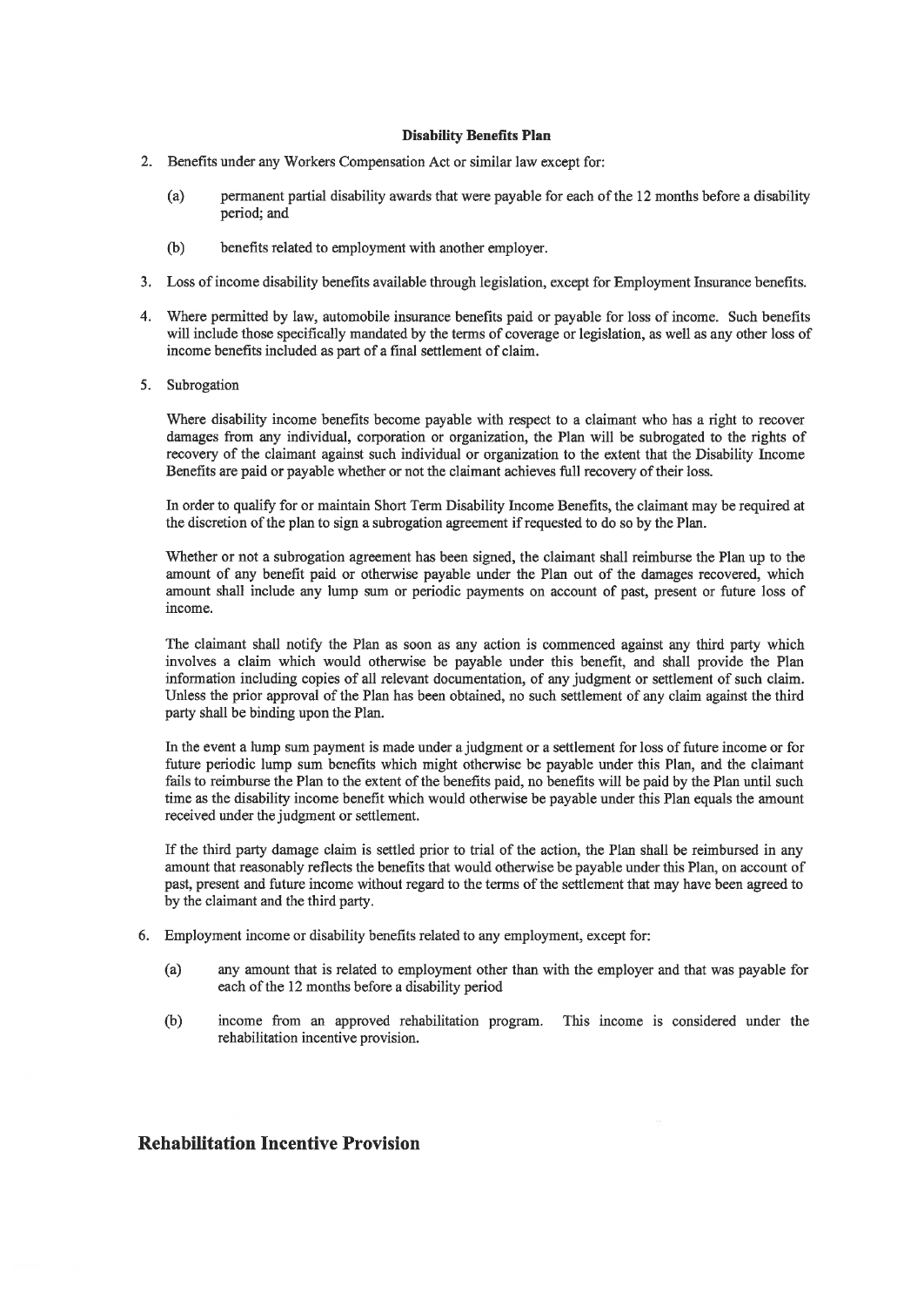**Disability Benefits Plan**

2. Benefits under any Workers Compensation Act or similar law except for:

   (a) permanent partial disability awards that were payable for each of the 12 months before a disability period; and

   (b) benefits related to employment with another employer.

3. Loss of income disability benefits available through legislation, except for Employment Insurance benefits.

4. Where permitted by law, automobile insurance benefits paid or payable for loss of income. Such benefits will include those specifically mandated by the terms of coverage or legislation, as well as any other loss of income benefits included as part of a final settlement of claim.

5. Subrogation

   Where disability income benefits become payable with respect to a claimant who has a right to recover damages from any individual, corporation or organization, the Plan will be subrogated to the rights of recovery of the claimant against such individual or organization to the extent that the Disability Income Benefits are paid or payable whether or not the claimant achieves full recovery of their loss.

   In order to qualify for or maintain Short Term Disability Income Benefits, the claimant may be required at the discretion of the plan to sign a subrogation agreement if requested to do so by the Plan.

   Whether or not a subrogation agreement has been signed, the claimant shall reimburse the Plan up to the amount of any benefit paid or otherwise payable under the Plan out of the damages recovered, which amount shall include any lump sum or periodic payments on account of past, present or future loss of income.

   The claimant shall notify the Plan as soon as any action is commenced against any third party which involves a claim which would otherwise be payable under this benefit, and shall provide the Plan information including copies of all relevant documentation, of any judgment or settlement of such claim. Unless the prior approval of the Plan has been obtained, no such settlement of any claim against the third party shall be binding upon the Plan.

   In the event a lump sum payment is made under a judgment or a settlement for loss of future income or for future periodic lump sum benefits which might otherwise be payable under this Plan, and the claimant fails to reimburse the Plan to the extent of the benefits paid, no benefits will be paid by the Plan until such time as the disability income benefit which would otherwise be payable under this Plan equals the amount received under the judgment or settlement.

   If the third party damage claim is settled prior to trial of the action, the Plan shall be reimbursed in any amount that reasonably reflects the benefits that would otherwise be payable under this Plan, on account of past, present and future income without regard to the terms of the settlement that may have been agreed to by the claimant and the third party.

6. Employment income or disability benefits related to any employment, except for:

   (a) any amount that is related to employment other than with the employer and that was payable for each of the 12 months before a disability period

   (b) income from an approved rehabilitation program. This income is considered under the rehabilitation incentive provision.

## Rehabilitation Incentive Provision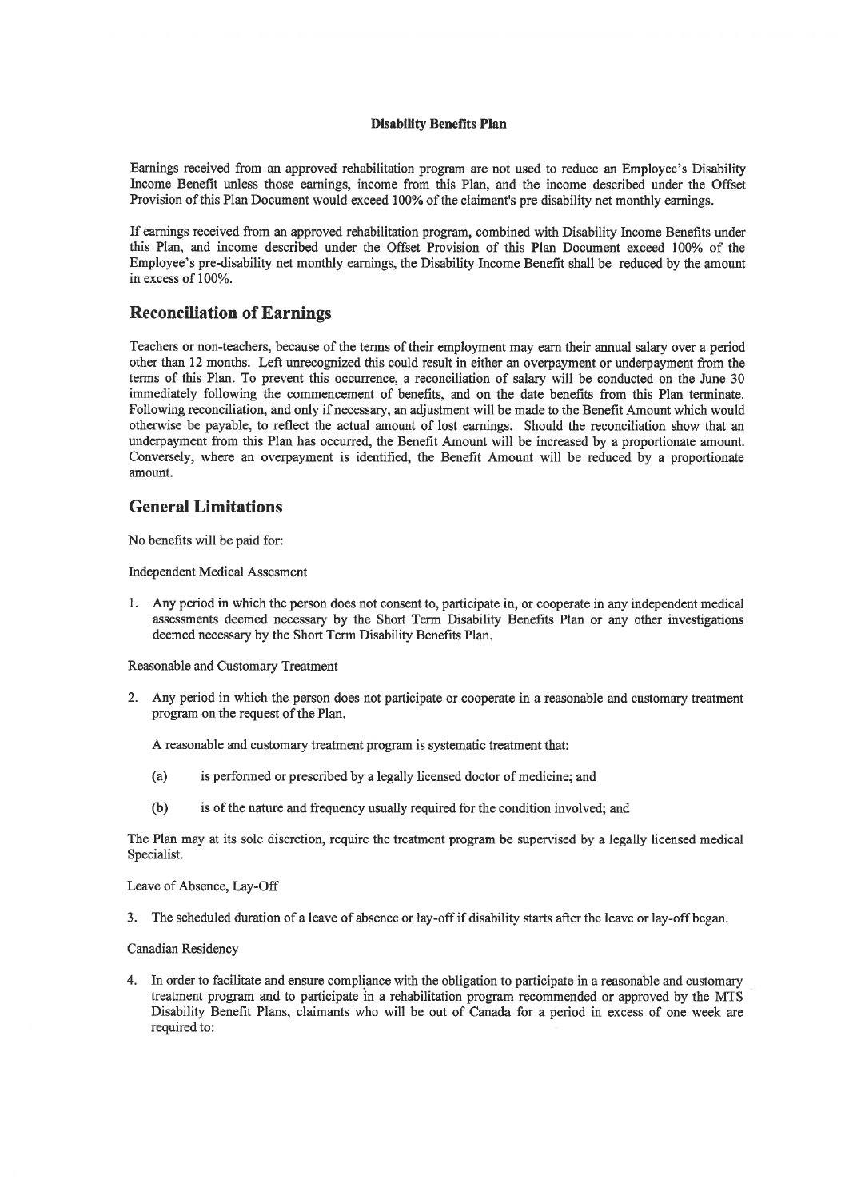**Disability Benefits Plan**

Earnings received from an approved rehabilitation program are not used to reduce an Employee's Disability Income Benefit unless those earnings, income from this Plan, and the income described under the Offset Provision of this Plan Document would exceed 100% of the claimant's pre disability net monthly earnings.

If earnings received from an approved rehabilitation program, combined with Disability Income Benefits under this Plan, and income described under the Offset Provision of this Plan Document exceed 100% of the Employee's pre-disability net monthly earnings, the Disability Income Benefit shall be reduced by the amount in excess of 100%.

## Reconciliation of Earnings

Teachers or non-teachers, because of the terms of their employment may earn their annual salary over a period other than 12 months. Left unrecognized this could result in either an overpayment or underpayment from the terms of this Plan. To prevent this occurrence, a reconciliation of salary will be conducted on the June 30 immediately following the commencement of benefits, and on the date benefits from this Plan terminate. Following reconciliation, and only if necessary, an adjustment will be made to the Benefit Amount which would otherwise be payable, to reflect the actual amount of lost earnings. Should the reconciliation show that an underpayment from this Plan has occurred, the Benefit Amount will be increased by a proportionate amount. Conversely, where an overpayment is identified, the Benefit Amount will be reduced by a proportionate amount.

## General Limitations

No benefits will be paid for:

Independent Medical Assesment

1. Any period in which the person does not consent to, participate in, or cooperate in any independent medical assessments deemed necessary by the Short Term Disability Benefits Plan or any other investigations deemed necessary by the Short Term Disability Benefits Plan.

Reasonable and Customary Treatment

2. Any period in which the person does not participate or cooperate in a reasonable and customary treatment program on the request of the Plan.

   A reasonable and customary treatment program is systematic treatment that:

   (a) is performed or prescribed by a legally licensed doctor of medicine; and

   (b) is of the nature and frequency usually required for the condition involved; and

The Plan may at its sole discretion, require the treatment program be supervised by a legally licensed medical Specialist.

Leave of Absence, Lay-Off

3. The scheduled duration of a leave of absence or lay-off if disability starts after the leave or lay-off began.

Canadian Residency

4. In order to facilitate and ensure compliance with the obligation to participate in a reasonable and customary treatment program and to participate in a rehabilitation program recommended or approved by the MTS Disability Benefit Plans, claimants who will be out of Canada for a period in excess of one week are required to: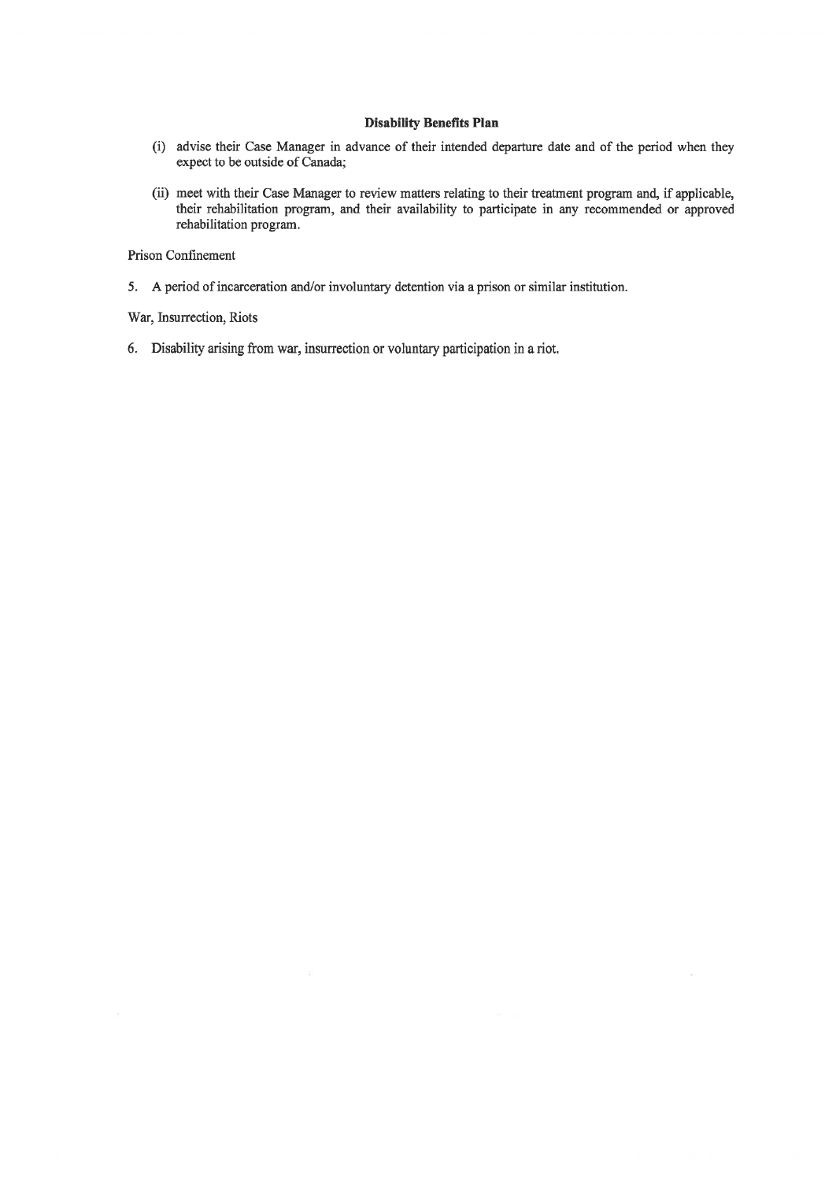(i) advise their Case Manager in advance of their intended departure date and of the period when they expect to be outside of Canada;

(ii) meet with their Case Manager to review matters relating to their treatment program and, if applicable, their rehabilitation program, and their availability to participate in any recommended or approved rehabilitation program.

Prison Confinement

5. A period of incarceration and/or involuntary detention via a prison or similar institution.

War, Insurrection, Riots

6. Disability arising from war, insurrection or voluntary participation in a riot.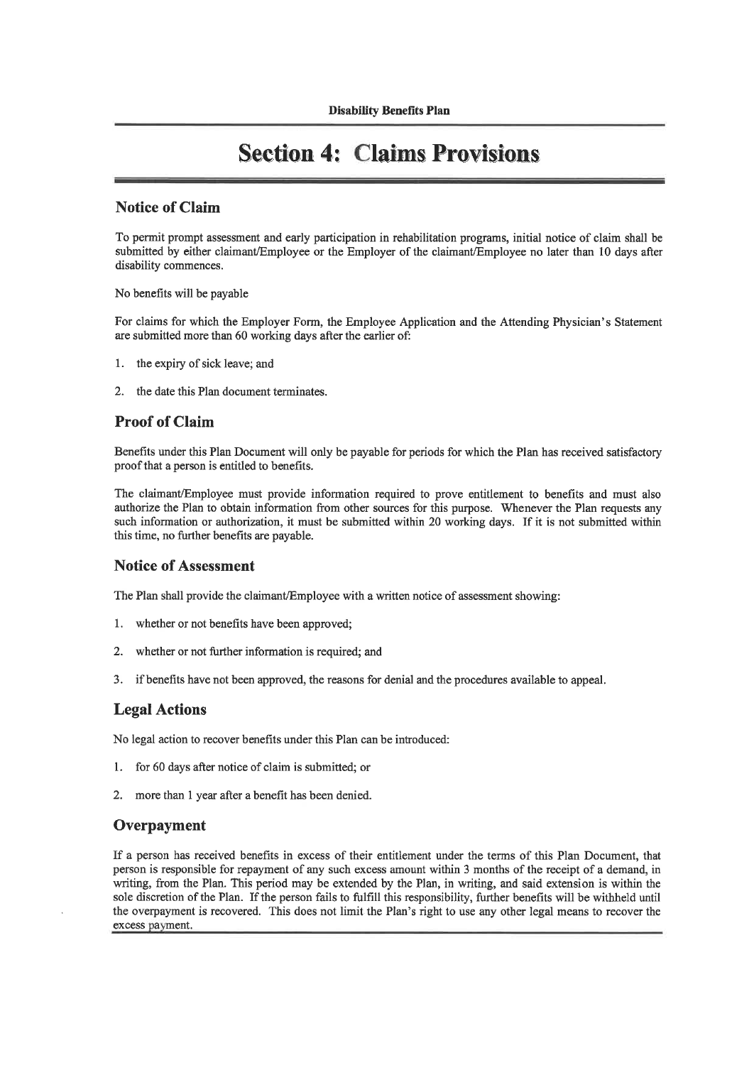# Section 4: Claims Provisions

## Notice of Claim

To permit prompt assessment and early participation in rehabilitation programs, initial notice of claim shall be submitted by either claimant/Employee or the Employer of the claimant/Employee no later than 10 days after disability commences.

No benefits will be payable

For claims for which the Employer Form, the Employee Application and the Attending Physician's Statement are submitted more than 60 working days after the earlier of:

1. the expiry of sick leave; and
2. the date this Plan document terminates.

## Proof of Claim

Benefits under this Plan Document will only be payable for periods for which the Plan has received satisfactory proof that a person is entitled to benefits.

The claimant/Employee must provide information required to prove entitlement to benefits and must also authorize the Plan to obtain information from other sources for this purpose. Whenever the Plan requests any such information or authorization, it must be submitted within 20 working days. If it is not submitted within this time, no further benefits are payable.

## Notice of Assessment

The Plan shall provide the claimant/Employee with a written notice of assessment showing:

1. whether or not benefits have been approved;
2. whether or not further information is required; and
3. if benefits have not been approved, the reasons for denial and the procedures available to appeal.

## Legal Actions

No legal action to recover benefits under this Plan can be introduced:

1. for 60 days after notice of claim is submitted; or
2. more than 1 year after a benefit has been denied.

## Overpayment

If a person has received benefits in excess of their entitlement under the terms of this Plan Document, that person is responsible for repayment of any such excess amount within 3 months of the receipt of a demand, in writing, from the Plan. This period may be extended by the Plan, in writing, and said extension is within the sole discretion of the Plan. If the person fails to fulfill this responsibility, further benefits will be withheld until the overpayment is recovered. This does not limit the Plan's right to use any other legal means to recover the excess payment.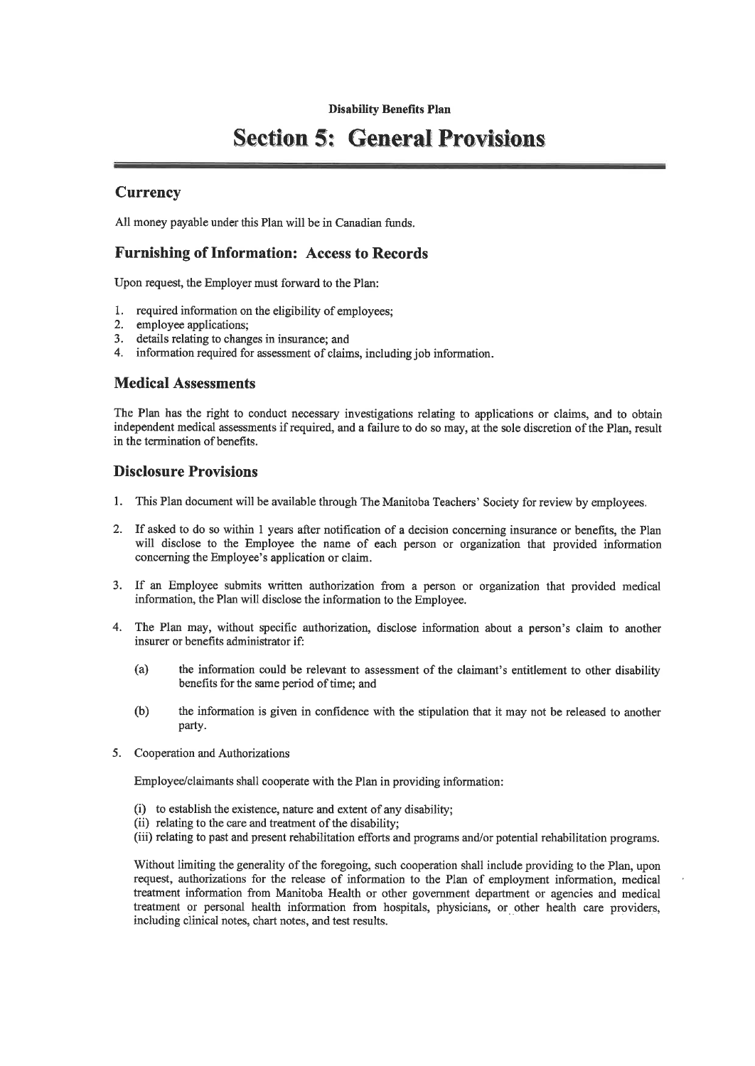**Disability Benefits Plan**

# Section 5: General Provisions

## Currency

All money payable under this Plan will be in Canadian funds.

## Furnishing of Information: Access to Records

Upon request, the Employer must forward to the Plan:

1. required information on the eligibility of employees;
2. employee applications;
3. details relating to changes in insurance; and
4. information required for assessment of claims, including job information.

## Medical Assessments

The Plan has the right to conduct necessary investigations relating to applications or claims, and to obtain independent medical assessments if required, and a failure to do so may, at the sole discretion of the Plan, result in the termination of benefits.

## Disclosure Provisions

1. This Plan document will be available through The Manitoba Teachers' Society for review by employees.

2. If asked to do so within 1 years after notification of a decision concerning insurance or benefits, the Plan will disclose to the Employee the name of each person or organization that provided information concerning the Employee's application or claim.

3. If an Employee submits written authorization from a person or organization that provided medical information, the Plan will disclose the information to the Employee.

4. The Plan may, without specific authorization, disclose information about a person's claim to another insurer or benefits administrator if:

   (a) the information could be relevant to assessment of the claimant's entitlement to other disability benefits for the same period of time; and

   (b) the information is given in confidence with the stipulation that it may not be released to another party.

5. Cooperation and Authorizations

   Employee/claimants shall cooperate with the Plan in providing information:

   (i) to establish the existence, nature and extent of any disability;
   (ii) relating to the care and treatment of the disability;
   (iii) relating to past and present rehabilitation efforts and programs and/or potential rehabilitation programs.

   Without limiting the generality of the foregoing, such cooperation shall include providing to the Plan, upon request, authorizations for the release of information to the Plan of employment information, medical treatment information from Manitoba Health or other government department or agencies and medical treatment or personal health information from hospitals, physicians, or other health care providers, including clinical notes, chart notes, and test results.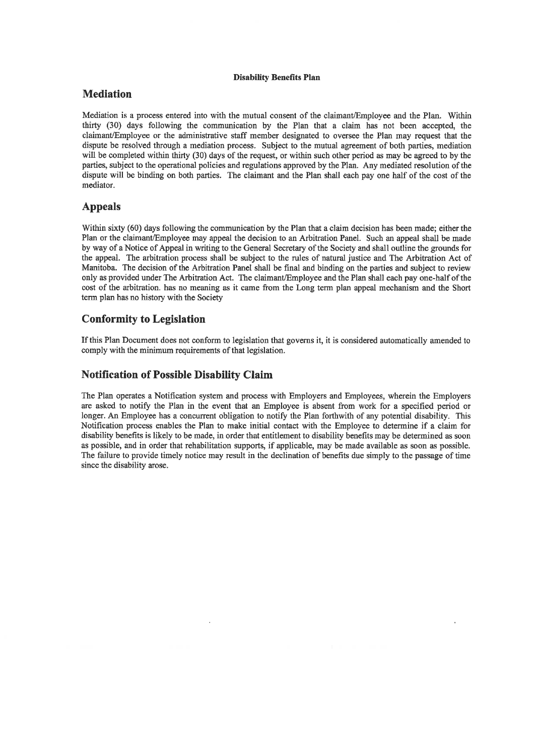**Disability Benefits Plan**

## Mediation

Mediation is a process entered into with the mutual consent of the claimant/Employee and the Plan. Within thirty (30) days following the communication by the Plan that a claim has not been accepted, the claimant/Employee or the administrative staff member designated to oversee the Plan may request that the dispute be resolved through a mediation process. Subject to the mutual agreement of both parties, mediation will be completed within thirty (30) days of the request, or within such other period as may be agreed to by the parties, subject to the operational policies and regulations approved by the Plan. Any mediated resolution of the dispute will be binding on both parties. The claimant and the Plan shall each pay one half of the cost of the mediator.

## Appeals

Within sixty (60) days following the communication by the Plan that a claim decision has been made; either the Plan or the claimant/Employee may appeal the decision to an Arbitration Panel. Such an appeal shall be made by way of a Notice of Appeal in writing to the General Secretary of the Society and shall outline the grounds for the appeal. The arbitration process shall be subject to the rules of natural justice and The Arbitration Act of Manitoba. The decision of the Arbitration Panel shall be final and binding on the parties and subject to review only as provided under The Arbitration Act. The claimant/Employee and the Plan shall each pay one-half of the cost of the arbitration. has no meaning as it came from the Long term plan appeal mechanism and the Short term plan has no history with the Society

## Conformity to Legislation

If this Plan Document does not conform to legislation that governs it, it is considered automatically amended to comply with the minimum requirements of that legislation.

## Notification of Possible Disability Claim

The Plan operates a Notification system and process with Employers and Employees, wherein the Employers are asked to notify the Plan in the event that an Employee is absent from work for a specified period or longer. An Employee has a concurrent obligation to notify the Plan forthwith of any potential disability. This Notification process enables the Plan to make initial contact with the Employee to determine if a claim for disability benefits is likely to be made, in order that entitlement to disability benefits may be determined as soon as possible, and in order that rehabilitation supports, if applicable, may be made available as soon as possible. The failure to provide timely notice may result in the declination of benefits due simply to the passage of time since the disability arose.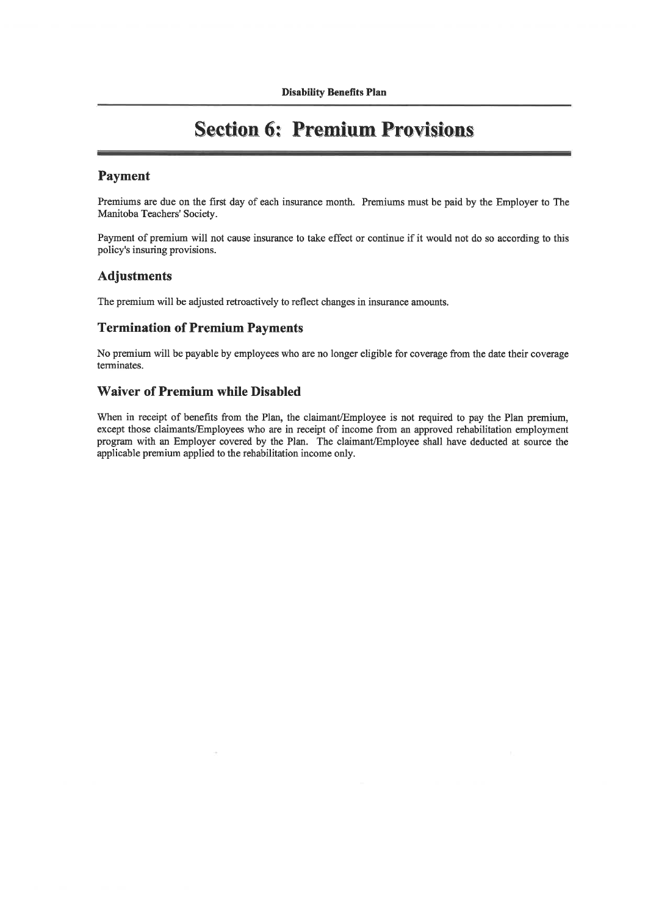# Section 6: Premium Provisions

## Payment

Premiums are due on the first day of each insurance month. Premiums must be paid by the Employer to The Manitoba Teachers' Society.

Payment of premium will not cause insurance to take effect or continue if it would not do so according to this policy's insuring provisions.

## Adjustments

The premium will be adjusted retroactively to reflect changes in insurance amounts.

## Termination of Premium Payments

No premium will be payable by employees who are no longer eligible for coverage from the date their coverage terminates.

## Waiver of Premium while Disabled

When in receipt of benefits from the Plan, the claimant/Employee is not required to pay the Plan premium, except those claimants/Employees who are in receipt of income from an approved rehabilitation employment program with an Employer covered by the Plan. The claimant/Employee shall have deducted at source the applicable premium applied to the rehabilitation income only.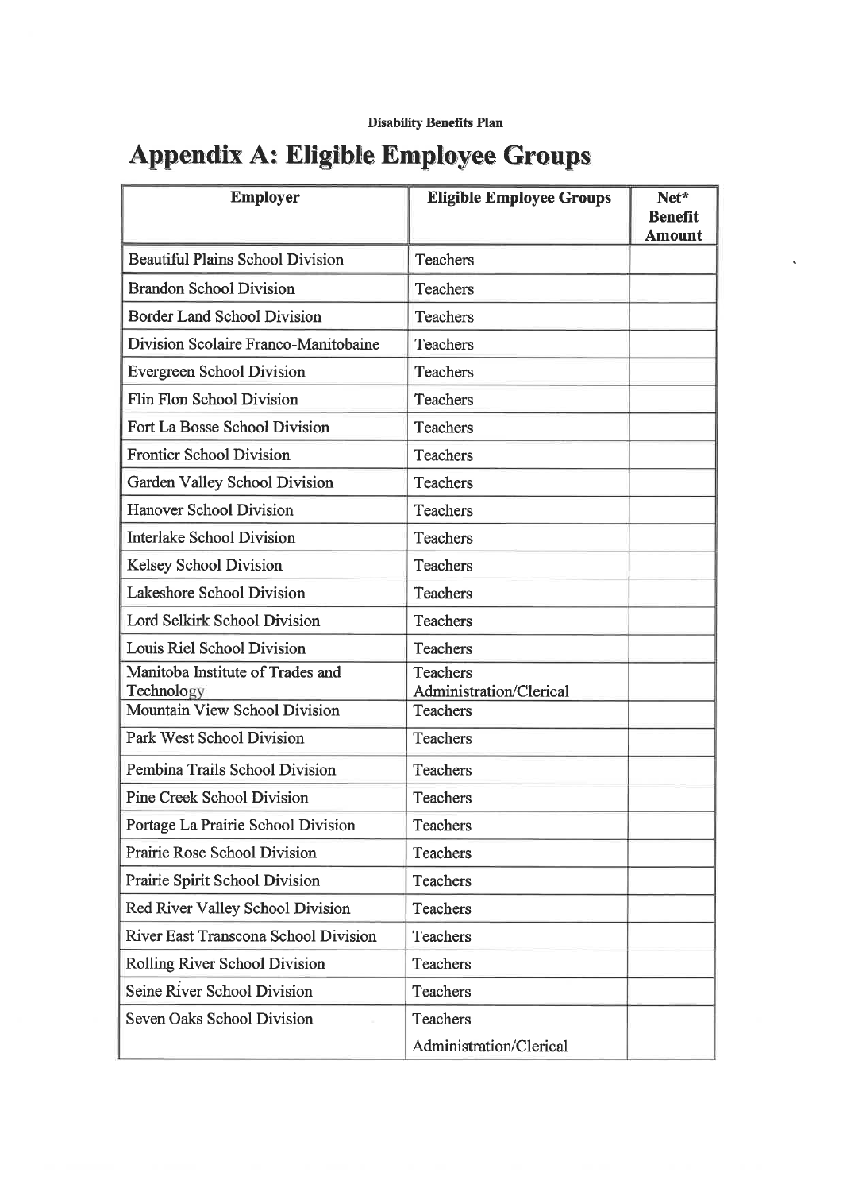**Disability Benefits Plan**

# Appendix A: Eligible Employee Groups

| Employer | Eligible Employee Groups | Net* Benefit Amount |
|---|---|---|
| Beautiful Plains School Division | Teachers | |
| Brandon School Division | Teachers | |
| Border Land School Division | Teachers | |
| Division Scolaire Franco-Manitobaine | Teachers | |
| Evergreen School Division | Teachers | |
| Flin Flon School Division | Teachers | |
| Fort La Bosse School Division | Teachers | |
| Frontier School Division | Teachers | |
| Garden Valley School Division | Teachers | |
| Hanover School Division | Teachers | |
| Interlake School Division | Teachers | |
| Kelsey School Division | Teachers | |
| Lakeshore School Division | Teachers | |
| Lord Selkirk School Division | Teachers | |
| Louis Riel School Division | Teachers | |
| Manitoba Institute of Trades and Technology | Teachers<br>Administration/Clerical | |
| Mountain View School Division | Teachers | |
| Park West School Division | Teachers | |
| Pembina Trails School Division | Teachers | |
| Pine Creek School Division | Teachers | |
| Portage La Prairie School Division | Teachers | |
| Prairie Rose School Division | Teachers | |
| Prairie Spirit School Division | Teachers | |
| Red River Valley School Division | Teachers | |
| River East Transcona School Division | Teachers | |
| Rolling River School Division | Teachers | |
| Seine River School Division | Teachers | |
| Seven Oaks School Division | Teachers<br>Administration/Clerical | |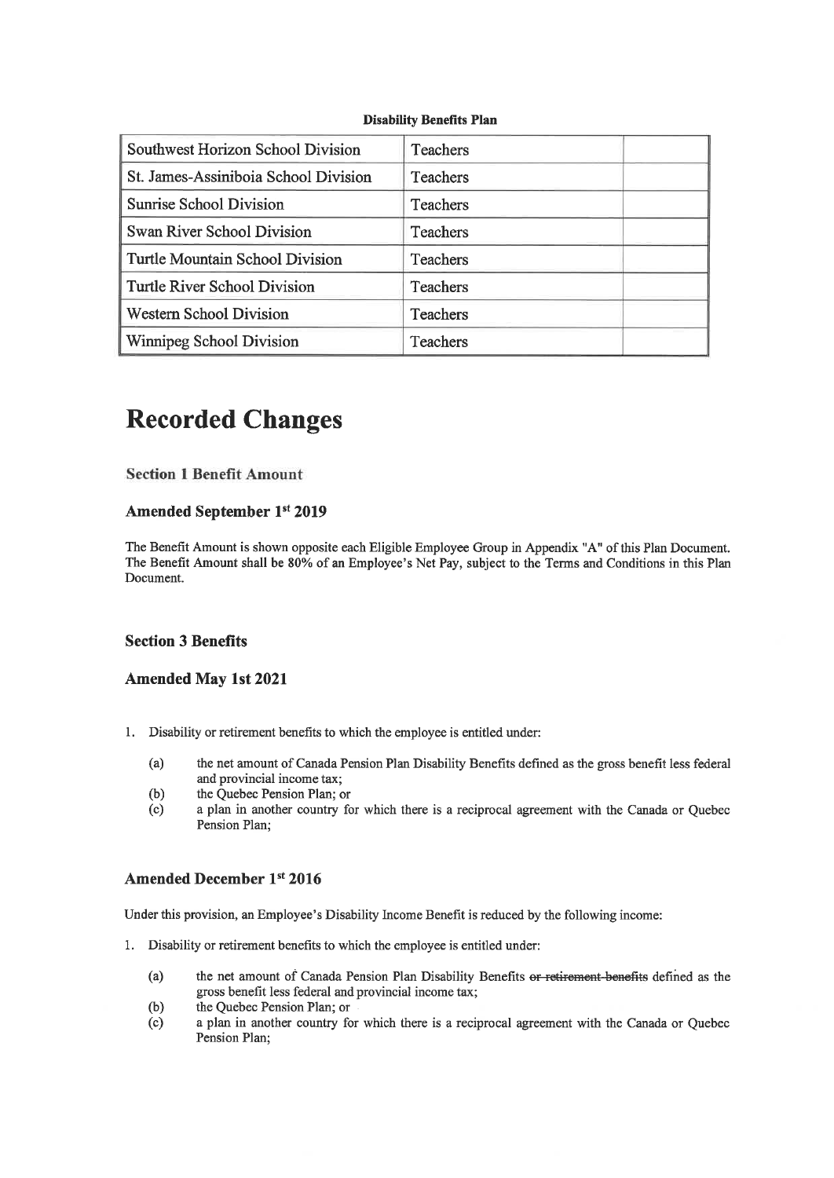**Disability Benefits Plan**

| | | |
|---|---|---|
| Southwest Horizon School Division | Teachers | |
| St. James-Assiniboia School Division | Teachers | |
| Sunrise School Division | Teachers | |
| Swan River School Division | Teachers | |
| Turtle Mountain School Division | Teachers | |
| Turtle River School Division | Teachers | |
| Western School Division | Teachers | |
| Winnipeg School Division | Teachers | |

# Recorded Changes

### Section 1 Benefit Amount

### Amended September 1st 2019

The Benefit Amount is shown opposite each Eligible Employee Group in Appendix "A" of this Plan Document. The Benefit Amount shall be 80% of an Employee's Net Pay, subject to the Terms and Conditions in this Plan Document.

### Section 3 Benefits

### Amended May 1st 2021

1. Disability or retirement benefits to which the employee is entitled under:
   - (a) the net amount of Canada Pension Plan Disability Benefits defined as the gross benefit less federal and provincial income tax;
   - (b) the Quebec Pension Plan; or
   - (c) a plan in another country for which there is a reciprocal agreement with the Canada or Quebec Pension Plan;

### Amended December 1st 2016

Under this provision, an Employee's Disability Income Benefit is reduced by the following income:

1. Disability or retirement benefits to which the employee is entitled under:
   - (a) the net amount of Canada Pension Plan Disability Benefits ~~or retirement benefits~~ defined as the gross benefit less federal and provincial income tax;
   - (b) the Quebec Pension Plan; or
   - (c) a plan in another country for which there is a reciprocal agreement with the Canada or Quebec Pension Plan;